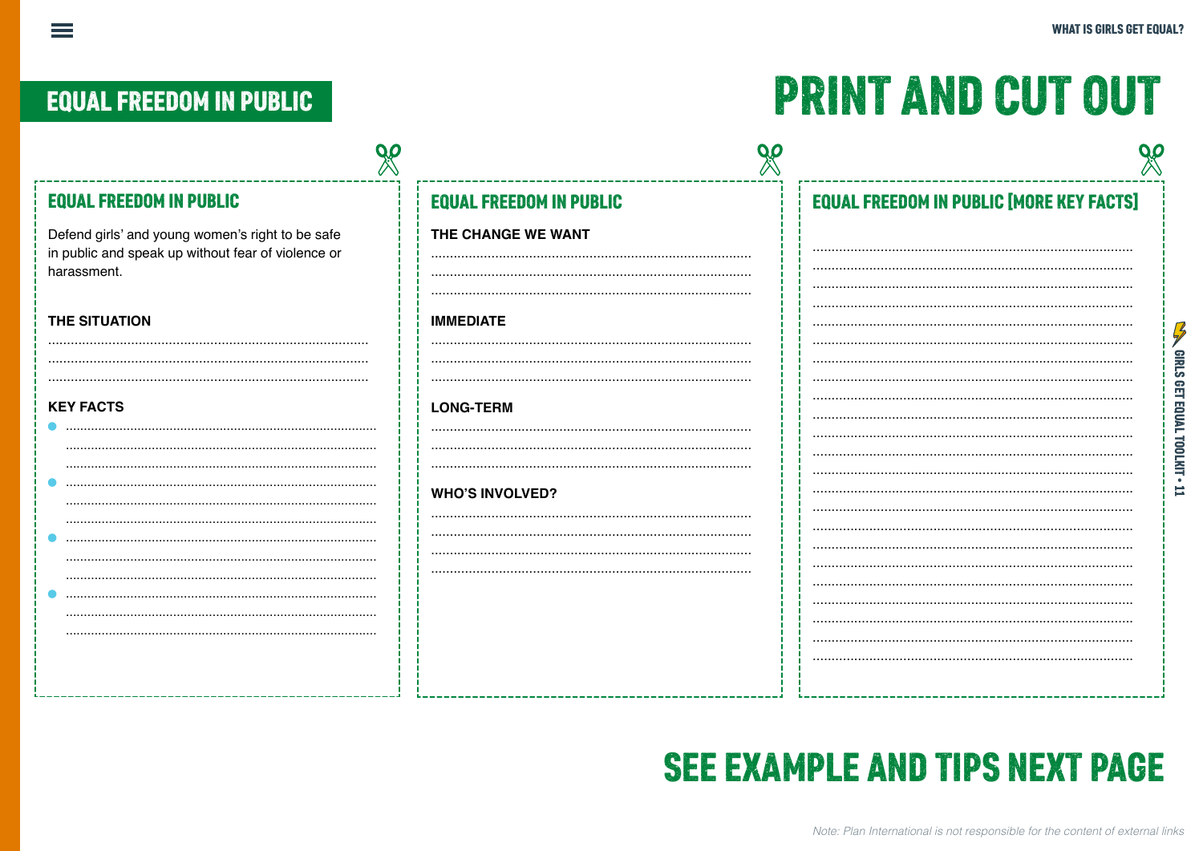## EQUAL FREEDOM IN PUBLIC

# PRINT AND CUT OUT

### EQUAL FREEDOM IN PUBLIC

Defend girls' and young women's right to be safe in public and speak up without fear of violence or harassment.

**THE SITUATION**

......................................................................................
......................................................................................
......................................................................................

**KEY FACTS**

- ......................................................................................
......................................................................................
......................................................................................
- ......................................................................................
......................................................................................
......................................................................................
- ......................................................................................
......................................................................................
......................................................................................
- ......................................................................................
......................................................................................
......................................................................................

### EQUAL FREEDOM IN PUBLIC

**THE CHANGE WE WANT**

......................................................................................
......................................................................................
......................................................................................

**IMMEDIATE**

......................................................................................
......................................................................................
......................................................................................

**LONG-TERM**

......................................................................................
......................................................................................
......................................................................................

**WHO'S INVOLVED?**

......................................................................................
......................................................................................
......................................................................................
......................................................................................

### EQUAL FREEDOM IN PUBLIC [MORE KEY FACTS]

......................................................................................
......................................................................................
......................................................................................
......................................................................................
......................................................................................
......................................................................................
......................................................................................
......................................................................................
......................................................................................
......................................................................................
......................................................................................
......................................................................................
......................................................................................
......................................................................................
......................................................................................
......................................................................................
......................................................................................
......................................................................................
......................................................................................
......................................................................................
......................................................................................
......................................................................................
......................................................................................

# SEE EXAMPLE AND TIPS NEXT PAGE

*Note: Plan International is not responsible for the content of external links*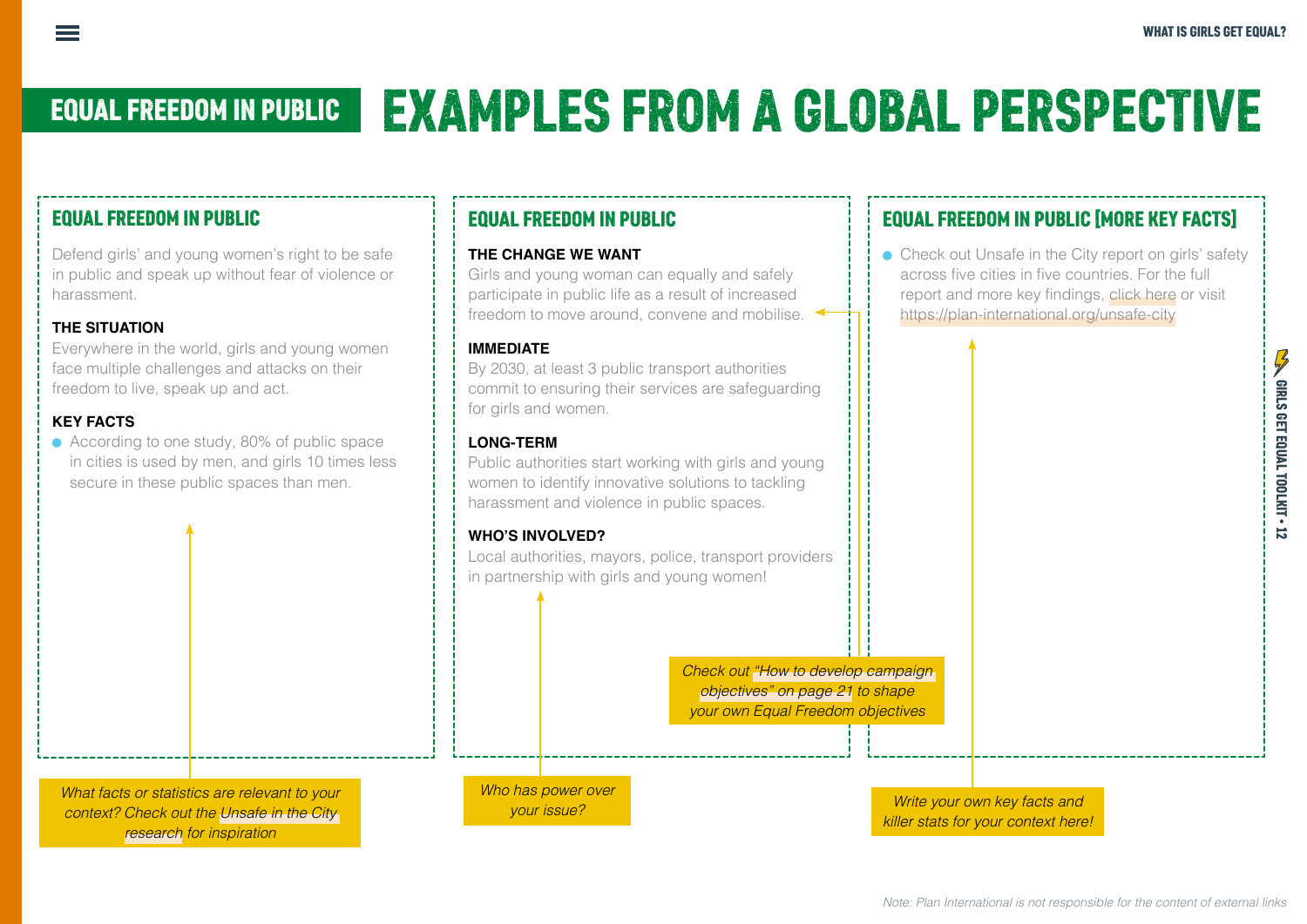# EQUAL FREEDOM IN PUBLIC — EXAMPLES FROM A GLOBAL PERSPECTIVE

## EQUAL FREEDOM IN PUBLIC

Defend girls' and young women's right to be safe in public and speak up without fear of violence or harassment.

### THE SITUATION

Everywhere in the world, girls and young women face multiple challenges and attacks on their freedom to live, speak up and act.

### KEY FACTS

- According to one study, 80% of public space in cities is used by men, and girls 10 times less secure in these public spaces than men.

*What facts or statistics are relevant to your context? Check out the Unsafe in the City research for inspiration*

## EQUAL FREEDOM IN PUBLIC

### THE CHANGE WE WANT

Girls and young woman can equally and safely participate in public life as a result of increased freedom to move around, convene and mobilise.

### IMMEDIATE

By 2030, at least 3 public transport authorities commit to ensuring their services are safeguarding for girls and women.

### LONG-TERM

Public authorities start working with girls and young women to identify innovative solutions to tackling harassment and violence in public spaces.

### WHO'S INVOLVED?

Local authorities, mayors, police, transport providers in partnership with girls and young women!

*Check out "How to develop campaign objectives" on page 21 to shape your own Equal Freedom objectives*

*Who has power over your issue?*

## EQUAL FREEDOM IN PUBLIC [MORE KEY FACTS]

- Check out Unsafe in the City report on girls' safety across five cities in five countries. For the full report and more key findings, click here or visit https://plan-international.org/unsafe-city

*Write your own key facts and killer stats for your context here!*

*Note: Plan International is not responsible for the content of external links*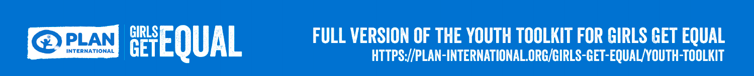PLAN INTERNATIONAL | GIRLS GET EQUAL

FULL VERSION OF THE YOUTH TOOLKIT FOR GIRLS GET EQUAL

HTTPS://PLAN-INTERNATIONAL.ORG/GIRLS-GET-EQUAL/YOUTH-TOOLKIT